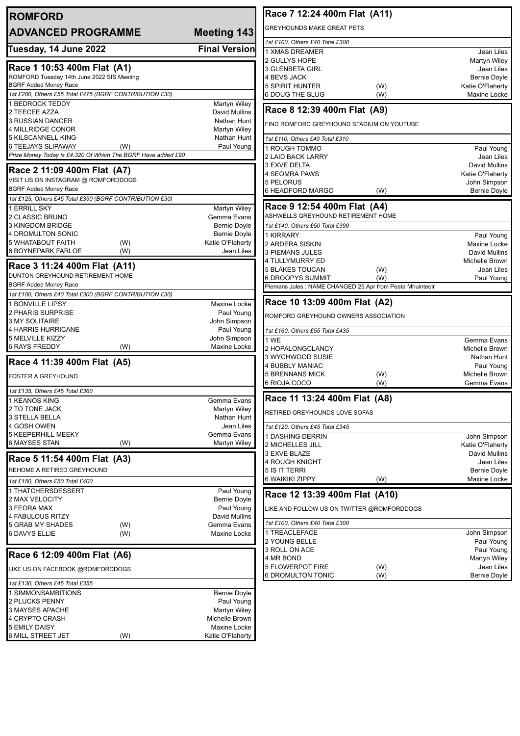# ROMFORD

## ADVANCED PROGRAMME — Meeting 143

**Tuesday, 14 June 2022** — **Final Version**

### Race 1 10:53 400m Flat (A1)

ROMFORD Tuesday 14th June 2022 SIS Meeting
BGRF Added Money Race

*1st £200, Others £55 Total £475 (BGRF CONTRIBUTION £30)*

| Trap | Greyhound | | Trainer |
|---|---|---|---|
| 1 | BEDROCK TEDDY | | Martyn Wiley |
| 2 | TEECEE AZZA | | David Mullins |
| 3 | RUSSIAN DANCER | | Nathan Hunt |
| 4 | MILLRIDGE CONOR | | Martyn Wiley |
| 5 | KILSCANNELL KING | | Nathan Hunt |
| 6 | TEEJAYS SLIPAWAY | (W) | Paul Young |

*Prize Money Today is £4,320 Of Which The BGRF Have added £90*

### Race 2 11:09 400m Flat (A7)

VISIT US ON INSTAGRAM @ ROMFORDDOGS
BGRF Added Money Race

*1st £125, Others £45 Total £350 (BGRF CONTRIBUTION £30)*

| Trap | Greyhound | | Trainer |
|---|---|---|---|
| 1 | ERRILL SKY | | Martyn Wiley |
| 2 | CLASSIC BRUNO | | Gemma Evans |
| 3 | KINGDOM BRIDGE | | Bernie Doyle |
| 4 | DROMULTON SONIC | | Bernie Doyle |
| 5 | WHATABOUT FAITH | (W) | Katie O'Flaherty |
| 6 | BOYNEPARK FARLOE | (W) | Jean Liles |

### Race 3 11:24 400m Flat (A11)

DUNTON GREYHOUND RETIREMENT HOME
BGRF Added Money Race

*1st £100, Others £40 Total £300 (BGRF CONTRIBUTION £30)*

| Trap | Greyhound | | Trainer |
|---|---|---|---|
| 1 | BONVILLE LIPSY | | Maxine Locke |
| 2 | PHARIS SURPRISE | | Paul Young |
| 3 | MY SOLITAIRE | | John Simpson |
| 4 | HARRIS HURRICANE | | Paul Young |
| 5 | MELVILLE KIZZY | | John Simpson |
| 6 | RAYS FREDDY | (W) | Maxine Locke |

### Race 4 11:39 400m Flat (A5)

FOSTER A GREYHOUND

*1st £135, Others £45 Total £360*

| Trap | Greyhound | | Trainer |
|---|---|---|---|
| 1 | KEANOS KING | | Gemma Evans |
| 2 | TO TONE JACK | | Martyn Wiley |
| 3 | STELLA BELLA | | Nathan Hunt |
| 4 | GOSH OWEN | | Jean Liles |
| 5 | KEEPERHILL MEEKY | | Gemma Evans |
| 6 | MAYSES STAN | (W) | Martyn Wiley |

### Race 5 11:54 400m Flat (A3)

REHOME A RETIRED GREYHOUND

*1st £150, Others £50 Total £400*

| Trap | Greyhound | | Trainer |
|---|---|---|---|
| 1 | THATCHERSDESSERT | | Paul Young |
| 2 | MAX VELOCITY | | Bernie Doyle |
| 3 | FEORA MAX | | Paul Young |
| 4 | FABULOUS RITZY | | David Mullins |
| 5 | GRAB MY SHADES | (W) | Gemma Evans |
| 6 | DAVYS ELLIE | (W) | Maxine Locke |

### Race 6 12:09 400m Flat (A6)

LIKE US ON FACEBOOK @ROMFORDDOGS

*1st £130, Others £45 Total £355*

| Trap | Greyhound | | Trainer |
|---|---|---|---|
| 1 | SIMMONSAMBITIONS | | Bernie Doyle |
| 2 | PLUCKS PENNY | | Paul Young |
| 3 | MAYSES APACHE | | Martyn Wiley |
| 4 | CRYPTO CRASH | | Michelle Brown |
| 5 | EMILY DAISY | | Maxine Locke |
| 6 | MILL STREET JET | (W) | Katie O'Flaherty |

### Race 7 12:24 400m Flat (A11)

GREYHOUNDS MAKE GREAT PETS

*1st £100, Others £40 Total £300*

| Trap | Greyhound | | Trainer |
|---|---|---|---|
| 1 | XMAS DREAMER | | Jean Liles |
| 2 | GULLYS HOPE | | Martyn Wiley |
| 3 | GLENBETA GIRL | | Jean Liles |
| 4 | BEVS JACK | | Bernie Doyle |
| 5 | SPIRIT HUNTER | (W) | Katie O'Flaherty |
| 6 | DOUG THE SLUG | (W) | Maxine Locke |

### Race 8 12:39 400m Flat (A9)

FIND ROMFORD GREYHOUND STADIUM ON YOUTUBE

*1st £110, Others £40 Total £310*

| Trap | Greyhound | | Trainer |
|---|---|---|---|
| 1 | ROUGH TOMMO | | Paul Young |
| 2 | LAID BACK LARRY | | Jean Liles |
| 3 | EXVE DELTA | | David Mullins |
| 4 | SEOMRA PAWS | | Katie O'Flaherty |
| 5 | PELORUS | | John Simpson |
| 6 | HEADFORD MARGO | (W) | Bernie Doyle |

### Race 9 12:54 400m Flat (A4)

ASHWELLS GREYHOUND RETIREMENT HOME

*1st £140, Others £50 Total £390*

| Trap | Greyhound | | Trainer |
|---|---|---|---|
| 1 | KIRRARY | | Paul Young |
| 2 | ARDERA SISKIN | | Maxine Locke |
| 3 | PIEMANS JULES | | David Mullins |
| 4 | TULLYMURRY ED | | Michelle Brown |
| 5 | BLAKES TOUCAN | (W) | Jean Liles |
| 6 | DROOPYS SUMMIT | (W) | Paul Young |

Piemans Jules : NAME CHANGED 25.Apr from Peata Mhuinteoir

### Race 10 13:09 400m Flat (A2)

ROMFORD GREYHOUND OWNERS ASSOCIATION

*1st £160, Others £55 Total £435*

| Trap | Greyhound | | Trainer |
|---|---|---|---|
| 1 | WE | | Gemma Evans |
| 2 | HOPALONGCLANCY | | Michelle Brown |
| 3 | WYCHWOOD SUSIE | | Nathan Hunt |
| 4 | BUBBLY MANIAC | | Paul Young |
| 5 | BRENNANS MICK | (W) | Michelle Brown |
| 6 | RIOJA COCO | (W) | Gemma Evans |

### Race 11 13:24 400m Flat (A8)

RETIRED GREYHOUNDS LOVE SOFAS

*1st £120, Others £45 Total £345*

| Trap | Greyhound | | Trainer |
|---|---|---|---|
| 1 | DASHING DERRIN | | John Simpson |
| 2 | MICHELLES JILL | | Katie O'Flaherty |
| 3 | EXVE BLAZE | | David Mullins |
| 4 | ROUGH KNIGHT | | Jean Liles |
| 5 | IS IT TERRI | | Bernie Doyle |
| 6 | WAIKIKI ZIPPY | (W) | Maxine Locke |

### Race 12 13:39 400m Flat (A10)

LIKE AND FOLLOW US ON TWITTER @ROMFORDDOGS

*1st £100, Others £40 Total £300*

| Trap | Greyhound | | Trainer |
|---|---|---|---|
| 1 | TREACLEFACE | | John Simpson |
| 2 | YOUNG BELLE | | Paul Young |
| 3 | ROLL ON ACE | | Paul Young |
| 4 | MR BOND | | Martyn Wiley |
| 5 | FLOWERPOT FIRE | (W) | Jean Liles |
| 6 | DROMULTON TONIC | (W) | Bernie Doyle |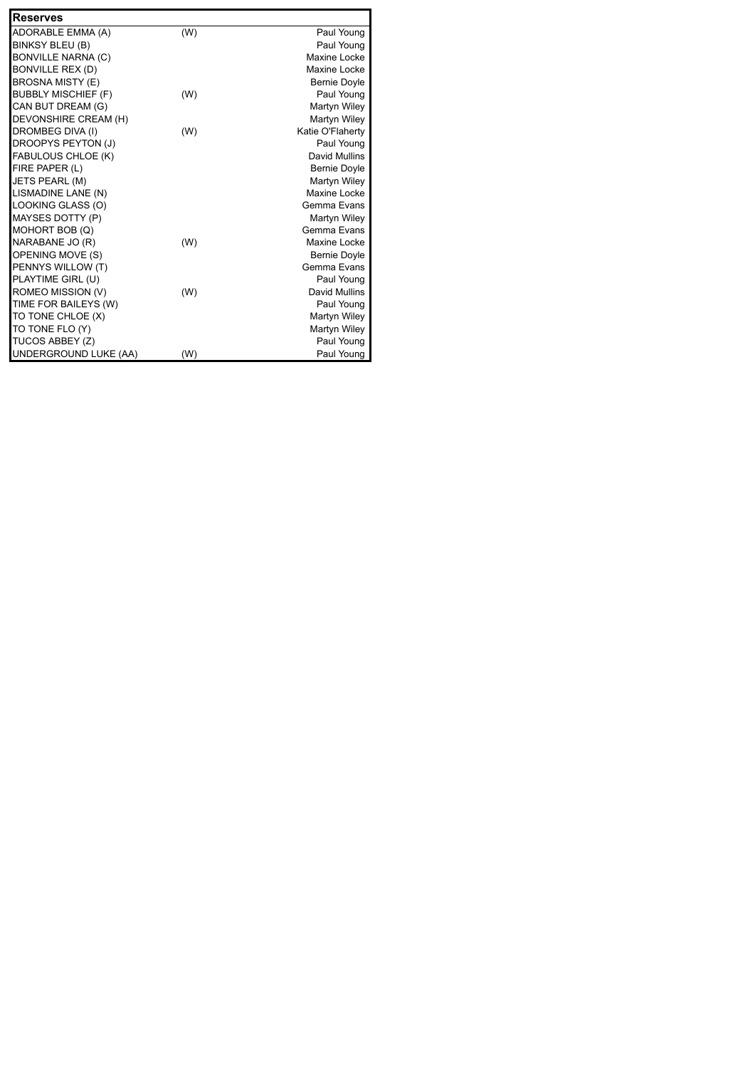| Reserves | | |
|---|---|---|
| ADORABLE EMMA (A) | (W) | Paul Young |
| BINKSY BLEU (B) | | Paul Young |
| BONVILLE NARNA (C) | | Maxine Locke |
| BONVILLE REX (D) | | Maxine Locke |
| BROSNA MISTY (E) | | Bernie Doyle |
| BUBBLY MISCHIEF (F) | (W) | Paul Young |
| CAN BUT DREAM (G) | | Martyn Wiley |
| DEVONSHIRE CREAM (H) | | Martyn Wiley |
| DROMBEG DIVA (I) | (W) | Katie O'Flaherty |
| DROOPYS PEYTON (J) | | Paul Young |
| FABULOUS CHLOE (K) | | David Mullins |
| FIRE PAPER (L) | | Bernie Doyle |
| JETS PEARL (M) | | Martyn Wiley |
| LISMADINE LANE (N) | | Maxine Locke |
| LOOKING GLASS (O) | | Gemma Evans |
| MAYSES DOTTY (P) | | Martyn Wiley |
| MOHORT BOB (Q) | | Gemma Evans |
| NARABANE JO (R) | (W) | Maxine Locke |
| OPENING MOVE (S) | | Bernie Doyle |
| PENNYS WILLOW (T) | | Gemma Evans |
| PLAYTIME GIRL (U) | | Paul Young |
| ROMEO MISSION (V) | (W) | David Mullins |
| TIME FOR BAILEYS (W) | | Paul Young |
| TO TONE CHLOE (X) | | Martyn Wiley |
| TO TONE FLO (Y) | | Martyn Wiley |
| TUCOS ABBEY (Z) | | Paul Young |
| UNDERGROUND LUKE (AA) | (W) | Paul Young |